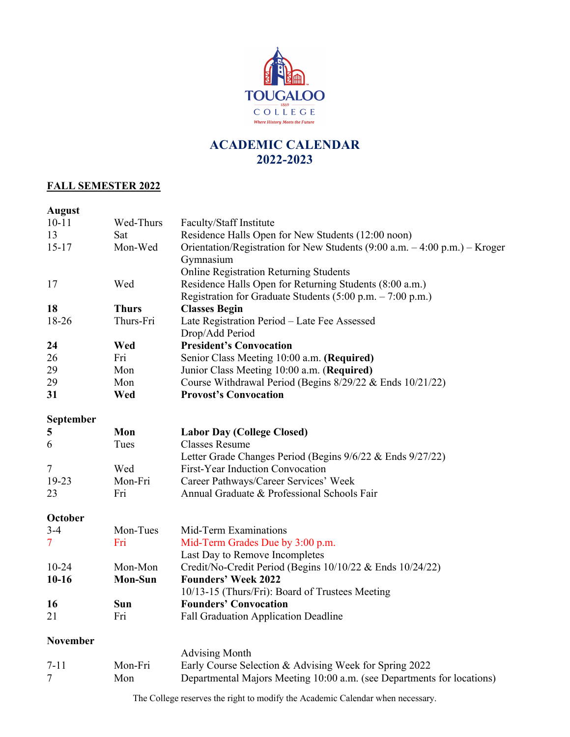TOUGALOO

1869

COLLEGE

*Where History Meets the Future*

# ACADEMIC CALENDAR
# 2022-2023

## FALL SEMESTER 2022

### August

| | | |
|---|---|---|
| 10-11 | Wed-Thurs | Faculty/Staff Institute |
| 13 | Sat | Residence Halls Open for New Students (12:00 noon) |
| 15-17 | Mon-Wed | Orientation/Registration for New Students (9:00 a.m. – 4:00 p.m.) – Kroger Gymnasium |
| | | Online Registration Returning Students |
| 17 | Wed | Residence Halls Open for Returning Students (8:00 a.m.) |
| | | Registration for Graduate Students (5:00 p.m. – 7:00 p.m.) |
| **18** | **Thurs** | **Classes Begin** |
| 18-26 | Thurs-Fri | Late Registration Period – Late Fee Assessed |
| | | Drop/Add Period |
| **24** | **Wed** | **President's Convocation** |
| 26 | Fri | Senior Class Meeting 10:00 a.m. **(Required)** |
| 29 | Mon | Junior Class Meeting 10:00 a.m. (**Required)** |
| 29 | Mon | Course Withdrawal Period (Begins 8/29/22 & Ends 10/21/22) |
| **31** | **Wed** | **Provost's Convocation** |

### September

| | | |
|---|---|---|
| **5** | **Mon** | **Labor Day (College Closed)** |
| 6 | Tues | Classes Resume |
| | | Letter Grade Changes Period (Begins 9/6/22 & Ends 9/27/22) |
| 7 | Wed | First-Year Induction Convocation |
| 19-23 | Mon-Fri | Career Pathways/Career Services' Week |
| 23 | Fri | Annual Graduate & Professional Schools Fair |

### October

| | | |
|---|---|---|
| 3-4 | Mon-Tues | Mid-Term Examinations |
| 7 | Fri | Mid-Term Grades Due by 3:00 p.m. |
| | | Last Day to Remove Incompletes |
| 10-24 | Mon-Mon | Credit/No-Credit Period (Begins 10/10/22 & Ends 10/24/22) |
| **10-16** | **Mon-Sun** | **Founders' Week 2022** |
| | | 10/13-15 (Thurs/Fri): Board of Trustees Meeting |
| **16** | **Sun** | **Founders' Convocation** |
| 21 | Fri | Fall Graduation Application Deadline |

### November

| | | |
|---|---|---|
| | | Advising Month |
| 7-11 | Mon-Fri | Early Course Selection & Advising Week for Spring 2022 |
| 7 | Mon | Departmental Majors Meeting 10:00 a.m. (see Departments for locations) |

The College reserves the right to modify the Academic Calendar when necessary.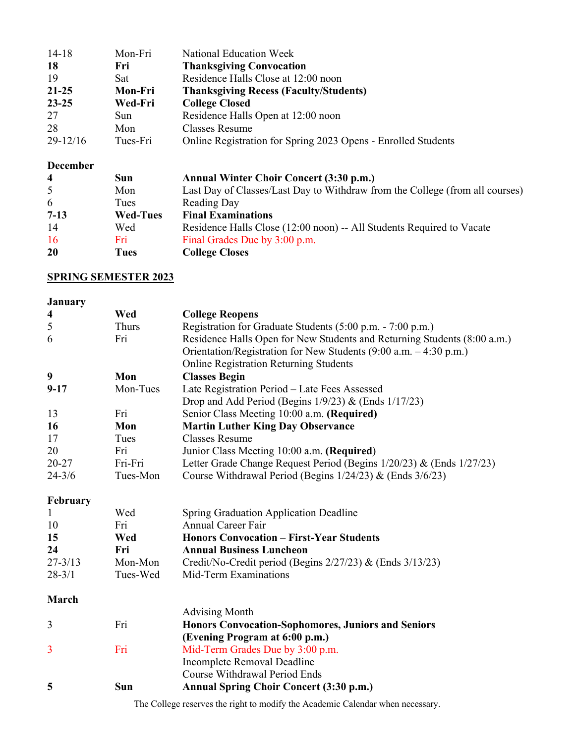| | | |
|---|---|---|
| 14-18 | Mon-Fri | National Education Week |
| **18** | **Fri** | **Thanksgiving Convocation** |
| 19 | Sat | Residence Halls Close at 12:00 noon |
| **21-25** | **Mon-Fri** | **Thanksgiving Recess (Faculty/Students)** |
| **23-25** | **Wed-Fri** | **College Closed** |
| 27 | Sun | Residence Halls Open at 12:00 noon |
| 28 | Mon | Classes Resume |
| 29-12/16 | Tues-Fri | Online Registration for Spring 2023 Opens - Enrolled Students |

**December**

| | | |
|---|---|---|
| **4** | **Sun** | **Annual Winter Choir Concert (3:30 p.m.)** |
| 5 | Mon | Last Day of Classes/Last Day to Withdraw from the College (from all courses) |
| 6 | Tues | Reading Day |
| **7-13** | **Wed-Tues** | **Final Examinations** |
| 14 | Wed | Residence Halls Close (12:00 noon) -- All Students Required to Vacate |
| 16 | Fri | Final Grades Due by 3:00 p.m. |
| **20** | **Tues** | **College Closes** |

## SPRING SEMESTER 2023

**January**

| | | |
|---|---|---|
| **4** | **Wed** | **College Reopens** |
| 5 | Thurs | Registration for Graduate Students (5:00 p.m. - 7:00 p.m.) |
| 6 | Fri | Residence Halls Open for New Students and Returning Students (8:00 a.m.)<br>Orientation/Registration for New Students (9:00 a.m. – 4:30 p.m.)<br>Online Registration Returning Students |
| **9** | **Mon** | **Classes Begin** |
| **9-17** | Mon-Tues | Late Registration Period – Late Fees Assessed<br>Drop and Add Period (Begins 1/9/23) & (Ends 1/17/23) |
| 13 | Fri | Senior Class Meeting 10:00 a.m. **(Required)** |
| **16** | **Mon** | **Martin Luther King Day Observance** |
| 17 | Tues | Classes Resume |
| 20 | Fri | Junior Class Meeting 10:00 a.m. (**Required**) |
| 20-27 | Fri-Fri | Letter Grade Change Request Period (Begins 1/20/23) & (Ends 1/27/23) |
| 24-3/6 | Tues-Mon | Course Withdrawal Period (Begins 1/24/23) & (Ends 3/6/23) |

**February**

| | | |
|---|---|---|
| 1 | Wed | Spring Graduation Application Deadline |
| 10 | Fri | Annual Career Fair |
| **15** | **Wed** | **Honors Convocation – First-Year Students** |
| **24** | **Fri** | **Annual Business Luncheon** |
| 27-3/13 | Mon-Mon | Credit/No-Credit period (Begins 2/27/23) & (Ends 3/13/23) |
| 28-3/1 | Tues-Wed | Mid-Term Examinations |

**March**

| | | |
|---|---|---|
| | | Advising Month |
| 3 | Fri | **Honors Convocation-Sophomores, Juniors and Seniors (Evening Program at 6:00 p.m.)** |
| 3 | Fri | Mid-Term Grades Due by 3:00 p.m.<br>Incomplete Removal Deadline<br>Course Withdrawal Period Ends |
| **5** | **Sun** | **Annual Spring Choir Concert (3:30 p.m.)** |

The College reserves the right to modify the Academic Calendar when necessary.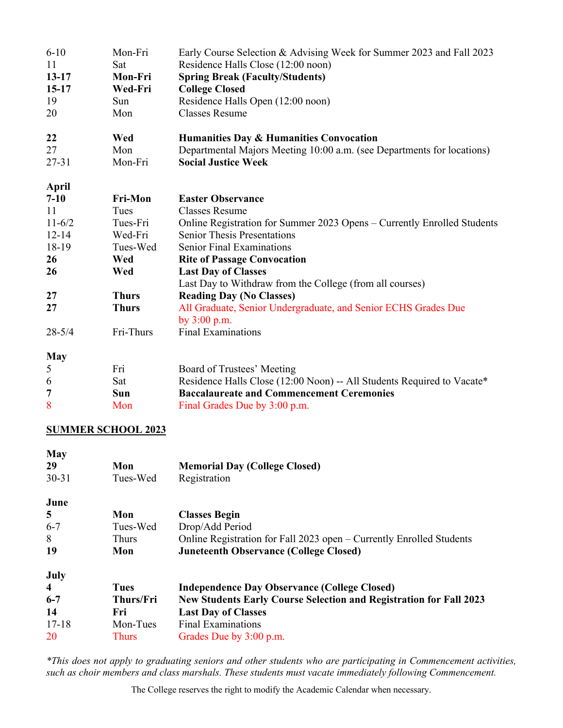| | | |
|---|---|---|
| 6-10 | Mon-Fri | Early Course Selection & Advising Week for Summer 2023 and Fall 2023 |
| 11 | Sat | Residence Halls Close (12:00 noon) |
| **13-17** | **Mon-Fri** | **Spring Break (Faculty/Students)** |
| **15-17** | **Wed-Fri** | **College Closed** |
| 19 | Sun | Residence Halls Open (12:00 noon) |
| 20 | Mon | Classes Resume |
| **22** | **Wed** | **Humanities Day & Humanities Convocation** |
| 27 | Mon | Departmental Majors Meeting 10:00 a.m. (see Departments for locations) |
| 27-31 | Mon-Fri | **Social Justice Week** |

**April**

| | | |
|---|---|---|
| **7-10** | **Fri-Mon** | **Easter Observance** |
| 11 | Tues | Classes Resume |
| 11-6/2 | Tues-Fri | Online Registration for Summer 2023 Opens – Currently Enrolled Students |
| 12-14 | Wed-Fri | Senior Thesis Presentations |
| 18-19 | Tues-Wed | Senior Final Examinations |
| **26** | **Wed** | **Rite of Passage Convocation** |
| **26** | **Wed** | **Last Day of Classes** |
| | | Last Day to Withdraw from the College (from all courses) |
| **27** | **Thurs** | **Reading Day (No Classes)** |
| **27** | **Thurs** | All Graduate, Senior Undergraduate, and Senior ECHS Grades Due by 3:00 p.m. |
| 28-5/4 | Fri-Thurs | Final Examinations |

**May**

| | | |
|---|---|---|
| 5 | Fri | Board of Trustees' Meeting |
| 6 | Sat | Residence Halls Close (12:00 Noon) -- All Students Required to Vacate* |
| **7** | **Sun** | **Baccalaureate and Commencement Ceremonies** |
| 8 | Mon | Final Grades Due by 3:00 p.m. |

## SUMMER SCHOOL 2023

**May**

| | | |
|---|---|---|
| **29** | **Mon** | **Memorial Day (College Closed)** |
| 30-31 | Tues-Wed | Registration |

**June**

| | | |
|---|---|---|
| **5** | **Mon** | **Classes Begin** |
| 6-7 | Tues-Wed | Drop/Add Period |
| 8 | Thurs | Online Registration for Fall 2023 open – Currently Enrolled Students |
| **19** | **Mon** | **Juneteenth Observance (College Closed)** |

**July**

| | | |
|---|---|---|
| **4** | **Tues** | **Independence Day Observance (College Closed)** |
| **6-7** | **Thurs/Fri** | **New Students Early Course Selection and Registration for Fall 2023** |
| **14** | **Fri** | **Last Day of Classes** |
| 17-18 | Mon-Tues | Final Examinations |
| 20 | Thurs | Grades Due by 3:00 p.m. |

*\*This does not apply to graduating seniors and other students who are participating in Commencement activities, such as choir members and class marshals. These students must vacate immediately following Commencement.*

The College reserves the right to modify the Academic Calendar when necessary.